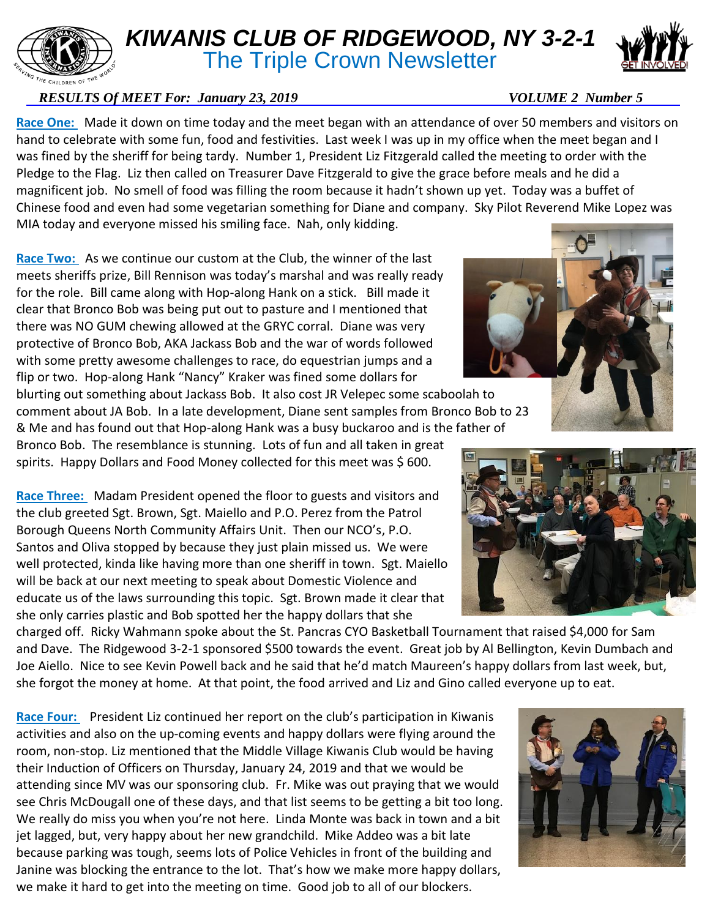# KIWANIS CLUB OF RIDGEWOOD, NY 3-2-1

## The Triple Crown Newsletter

***RESULTS Of MEET For: January 23, 2019*** ***VOLUME 2 Number 5***

**Race One:** Made it down on time today and the meet began with an attendance of over 50 members and visitors on hand to celebrate with some fun, food and festivities. Last week I was up in my office when the meet began and I was fined by the sheriff for being tardy. Number 1, President Liz Fitzgerald called the meeting to order with the Pledge to the Flag. Liz then called on Treasurer Dave Fitzgerald to give the grace before meals and he did a magnificent job. No smell of food was filling the room because it hadn't shown up yet. Today was a buffet of Chinese food and even had some vegetarian something for Diane and company. Sky Pilot Reverend Mike Lopez was MIA today and everyone missed his smiling face. Nah, only kidding.

**Race Two:** As we continue our custom at the Club, the winner of the last meets sheriffs prize, Bill Rennison was today's marshal and was really ready for the role. Bill came along with Hop-along Hank on a stick. Bill made it clear that Bronco Bob was being put out to pasture and I mentioned that there was NO GUM chewing allowed at the GRYC corral. Diane was very protective of Bronco Bob, AKA Jackass Bob and the war of words followed with some pretty awesome challenges to race, do equestrian jumps and a flip or two. Hop-along Hank "Nancy" Kraker was fined some dollars for blurting out something about Jackass Bob. It also cost JR Velepec some scaboolah to comment about JA Bob. In a late development, Diane sent samples from Bronco Bob to 23 & Me and has found out that Hop-along Hank was a busy buckaroo and is the father of Bronco Bob. The resemblance is stunning. Lots of fun and all taken in great spirits. Happy Dollars and Food Money collected for this meet was $ 600.

**Race Three:** Madam President opened the floor to guests and visitors and the club greeted Sgt. Brown, Sgt. Maiello and P.O. Perez from the Patrol Borough Queens North Community Affairs Unit. Then our NCO's, P.O. Santos and Oliva stopped by because they just plain missed us. We were well protected, kinda like having more than one sheriff in town. Sgt. Maiello will be back at our next meeting to speak about Domestic Violence and educate us of the laws surrounding this topic. Sgt. Brown made it clear that she only carries plastic and Bob spotted her the happy dollars that she charged off. Ricky Wahmann spoke about the St. Pancras CYO Basketball Tournament that raised $4,000 for Sam and Dave. The Ridgewood 3-2-1 sponsored $500 towards the event. Great job by Al Bellington, Kevin Dumbach and Joe Aiello. Nice to see Kevin Powell back and he said that he'd match Maureen's happy dollars from last week, but, she forgot the money at home. At that point, the food arrived and Liz and Gino called everyone up to eat.

**Race Four:** President Liz continued her report on the club's participation in Kiwanis activities and also on the up-coming events and happy dollars were flying around the room, non-stop. Liz mentioned that the Middle Village Kiwanis Club would be having their Induction of Officers on Thursday, January 24, 2019 and that we would be attending since MV was our sponsoring club. Fr. Mike was out praying that we would see Chris McDougall one of these days, and that list seems to be getting a bit too long. We really do miss you when you're not here. Linda Monte was back in town and a bit jet lagged, but, very happy about her new grandchild. Mike Addeo was a bit late because parking was tough, seems lots of Police Vehicles in front of the building and Janine was blocking the entrance to the lot. That's how we make more happy dollars, we make it hard to get into the meeting on time. Good job to all of our blockers.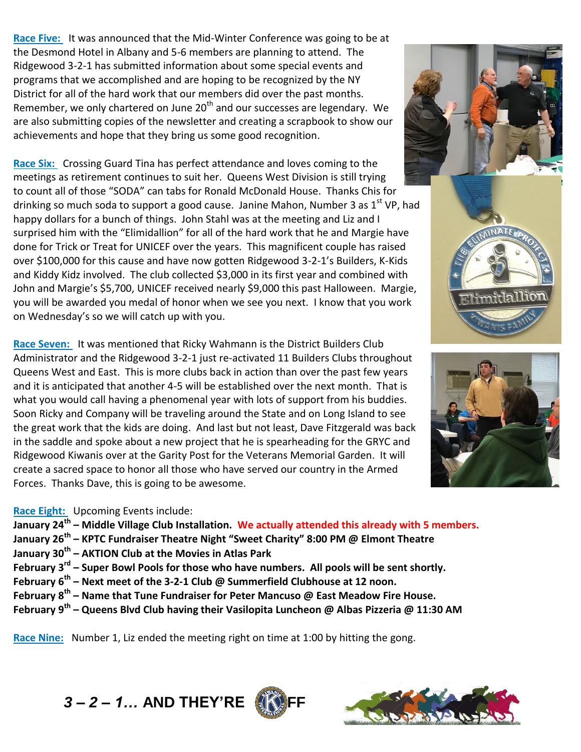**Race Five:** It was announced that the Mid-Winter Conference was going to be at the Desmond Hotel in Albany and 5-6 members are planning to attend. The Ridgewood 3-2-1 has submitted information about some special events and programs that we accomplished and are hoping to be recognized by the NY District for all of the hard work that our members did over the past months. Remember, we only chartered on June 20th and our successes are legendary. We are also submitting copies of the newsletter and creating a scrapbook to show our achievements and hope that they bring us some good recognition.

**Race Six:** Crossing Guard Tina has perfect attendance and loves coming to the meetings as retirement continues to suit her. Queens West Division is still trying to count all of those "SODA" can tabs for Ronald McDonald House. Thanks Chis for drinking so much soda to support a good cause. Janine Mahon, Number 3 as 1st VP, had happy dollars for a bunch of things. John Stahl was at the meeting and Liz and I surprised him with the "Elimidallion" for all of the hard work that he and Margie have done for Trick or Treat for UNICEF over the years. This magnificent couple has raised over $100,000 for this cause and have now gotten Ridgewood 3-2-1's Builders, K-Kids and Kiddy Kidz involved. The club collected $3,000 in its first year and combined with John and Margie's $5,700, UNICEF received nearly $9,000 this past Halloween. Margie, you will be awarded you medal of honor when we see you next. I know that you work on Wednesday's so we will catch up with you.

**Race Seven:** It was mentioned that Ricky Wahmann is the District Builders Club Administrator and the Ridgewood 3-2-1 just re-activated 11 Builders Clubs throughout Queens West and East. This is more clubs back in action than over the past few years and it is anticipated that another 4-5 will be established over the next month. That is what you would call having a phenomenal year with lots of support from his buddies. Soon Ricky and Company will be traveling around the State and on Long Island to see the great work that the kids are doing. And last but not least, Dave Fitzgerald was back in the saddle and spoke about a new project that he is spearheading for the GRYC and Ridgewood Kiwanis over at the Garity Post for the Veterans Memorial Garden. It will create a sacred space to honor all those who have served our country in the Armed Forces. Thanks Dave, this is going to be awesome.

**Race Eight:** Upcoming Events include:

**January 24th – Middle Village Club Installation. We actually attended this already with 5 members.**
**January 26th – KPTC Fundraiser Theatre Night "Sweet Charity" 8:00 PM @ Elmont Theatre**
**January 30th – AKTION Club at the Movies in Atlas Park**
**February 3rd – Super Bowl Pools for those who have numbers. All pools will be sent shortly.**
**February 6th – Next meet of the 3-2-1 Club @ Summerfield Clubhouse at 12 noon.**
**February 8th – Name that Tune Fundraiser for Peter Mancuso @ East Meadow Fire House.**
**February 9th – Queens Blvd Club having their Vasilopita Luncheon @ Albas Pizzeria @ 11:30 AM**

**Race Nine:** Number 1, Liz ended the meeting right on time at 1:00 by hitting the gong.

***3 – 2 – 1…* AND THEY'RE OFF**